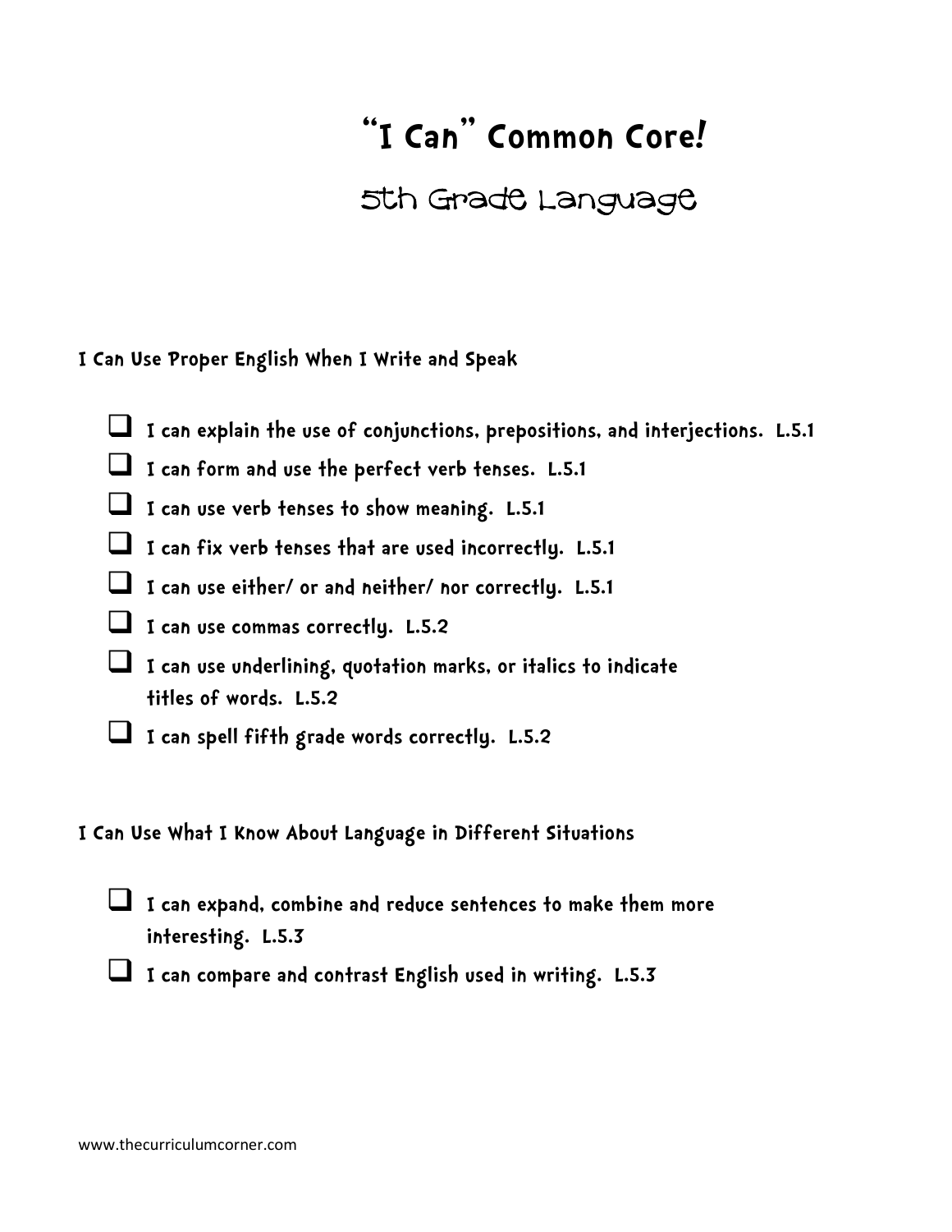# "I Can" Common Core!

## 5th Grade Language

### I Can Use Proper English When I Write and Speak

- [ ] I can explain the use of conjunctions, prepositions, and interjections. L.5.1
- [ ] I can form and use the perfect verb tenses. L.5.1
- [ ] I can use verb tenses to show meaning. L.5.1
- [ ] I can fix verb tenses that are used incorrectly. L.5.1
- [ ] I can use either/ or and neither/ nor correctly. L.5.1
- [ ] I can use commas correctly. L.5.2
- [ ] I can use underlining, quotation marks, or italics to indicate titles of words. L.5.2
- [ ] I can spell fifth grade words correctly. L.5.2

### I Can Use What I Know About Language in Different Situations

- [ ] I can expand, combine and reduce sentences to make them more interesting. L.5.3
- [ ] I can compare and contrast English used in writing. L.5.3

www.thecurriculumcorner.com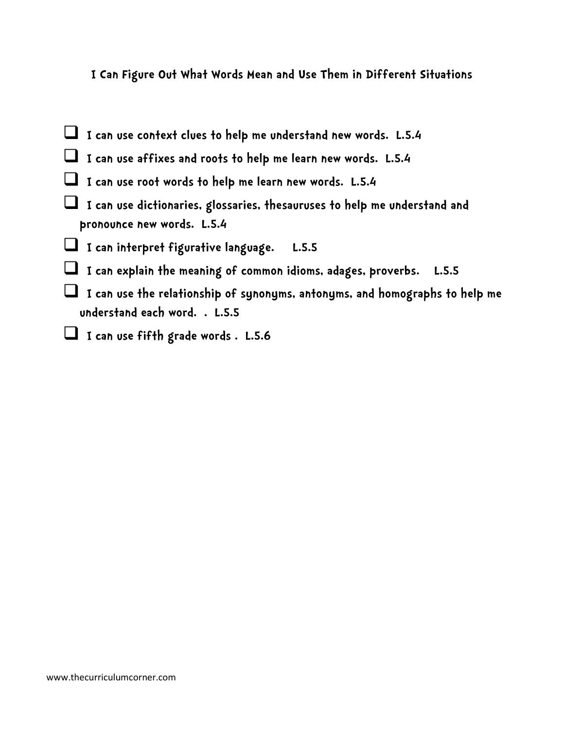## I Can Figure Out What Words Mean and Use Them in Different Situations

- [ ] I can use context clues to help me understand new words.  L.5.4
- [ ] I can use affixes and roots to help me learn new words.  L.5.4
- [ ] I can use root words to help me learn new words.  L.5.4
- [ ] I can use dictionaries, glossaries, thesauruses to help me understand and pronounce new words.  L.5.4
- [ ] I can interpret figurative language.    L.5.5
- [ ] I can explain the meaning of common idioms, adages, proverbs.    L.5.5
- [ ] I can use the relationship of synonyms, antonyms, and homographs to help me understand each word.  .  L.5.5
- [ ] I can use fifth grade words .  L.5.6

www.thecurriculumcorner.com